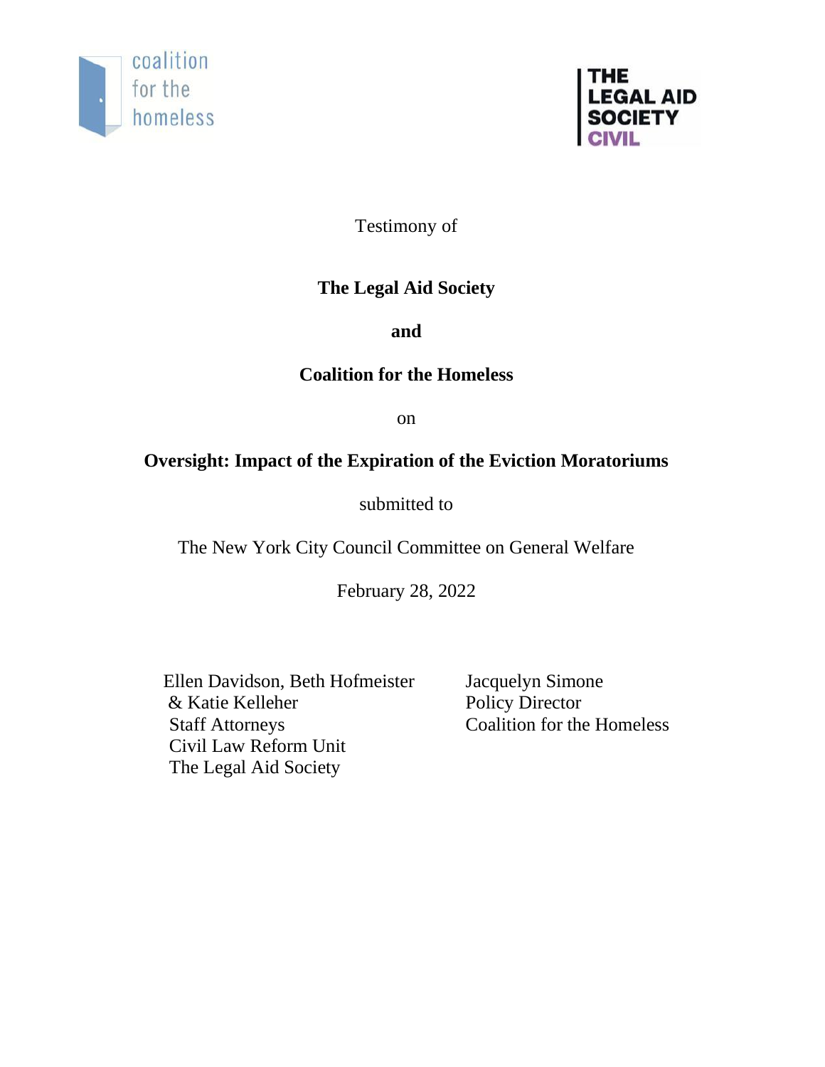coalition for the homeless

THE LEGAL AID SOCIETY CIVIL

Testimony of

**The Legal Aid Society**

**and**

**Coalition for the Homeless**

on

**Oversight: Impact of the Expiration of the Eviction Moratoriums**

submitted to

The New York City Council Committee on General Welfare

February 28, 2022

Ellen Davidson, Beth Hofmeister & Katie Kelleher
Staff Attorneys
Civil Law Reform Unit
The Legal Aid Society

Jacquelyn Simone
Policy Director
Coalition for the Homeless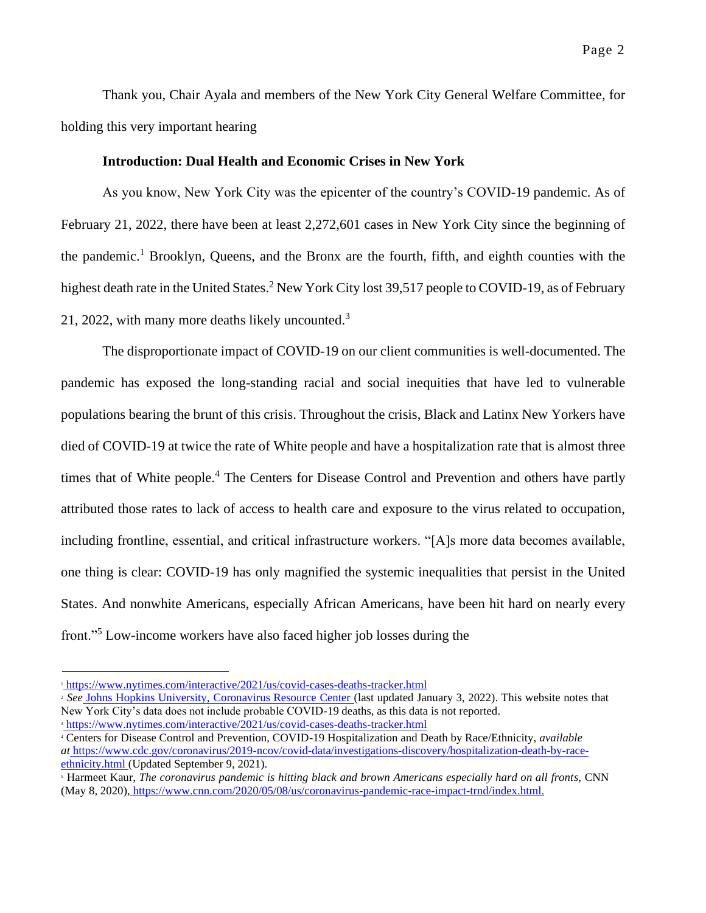Thank you, Chair Ayala and members of the New York City General Welfare Committee, for holding this very important hearing

**Introduction: Dual Health and Economic Crises in New York**

As you know, New York City was the epicenter of the country's COVID-19 pandemic. As of February 21, 2022, there have been at least 2,272,601 cases in New York City since the beginning of the pandemic.[1] Brooklyn, Queens, and the Bronx are the fourth, fifth, and eighth counties with the highest death rate in the United States.[2] New York City lost 39,517 people to COVID-19, as of February 21, 2022, with many more deaths likely uncounted.[3]

The disproportionate impact of COVID-19 on our client communities is well-documented. The pandemic has exposed the long-standing racial and social inequities that have led to vulnerable populations bearing the brunt of this crisis. Throughout the crisis, Black and Latinx New Yorkers have died of COVID-19 at twice the rate of White people and have a hospitalization rate that is almost three times that of White people.[4] The Centers for Disease Control and Prevention and others have partly attributed those rates to lack of access to health care and exposure to the virus related to occupation, including frontline, essential, and critical infrastructure workers. "[A]s more data becomes available, one thing is clear: COVID-19 has only magnified the systemic inequalities that persist in the United States. And nonwhite Americans, especially African Americans, have been hit hard on nearly every front."[5] Low-income workers have also faced higher job losses during the

---

[1] https://www.nytimes.com/interactive/2021/us/covid-cases-deaths-tracker.html

[2] *See* Johns Hopkins University, Coronavirus Resource Center (last updated January 3, 2022). This website notes that New York City's data does not include probable COVID-19 deaths, as this data is not reported.

[3] https://www.nytimes.com/interactive/2021/us/covid-cases-deaths-tracker.html

[4] Centers for Disease Control and Prevention, COVID-19 Hospitalization and Death by Race/Ethnicity, *available at* https://www.cdc.gov/coronavirus/2019-ncov/covid-data/investigations-discovery/hospitalization-death-by-race-ethnicity.html (Updated September 9, 2021).

[5] Harmeet Kaur, *The coronavirus pandemic is hitting black and brown Americans especially hard on all fronts*, CNN (May 8, 2020), https://www.cnn.com/2020/05/08/us/coronavirus-pandemic-race-impact-trnd/index.html.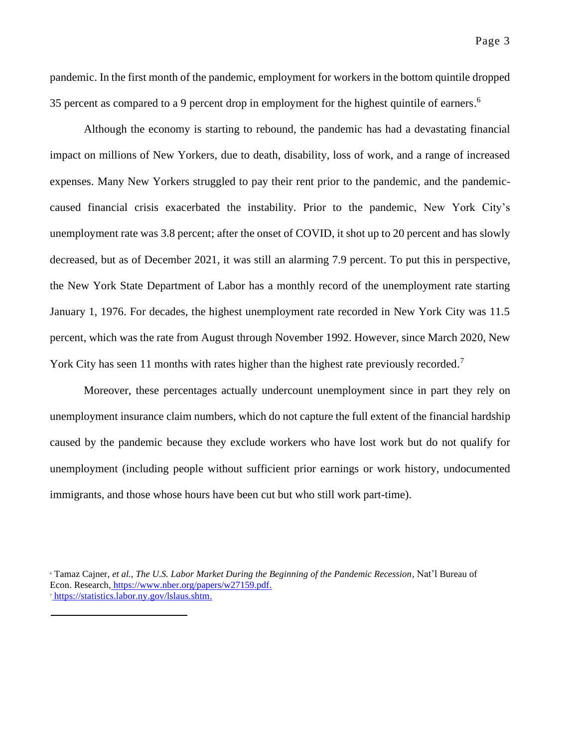pandemic. In the first month of the pandemic, employment for workers in the bottom quintile dropped 35 percent as compared to a 9 percent drop in employment for the highest quintile of earners.[6]

Although the economy is starting to rebound, the pandemic has had a devastating financial impact on millions of New Yorkers, due to death, disability, loss of work, and a range of increased expenses. Many New Yorkers struggled to pay their rent prior to the pandemic, and the pandemic-caused financial crisis exacerbated the instability. Prior to the pandemic, New York City's unemployment rate was 3.8 percent; after the onset of COVID, it shot up to 20 percent and has slowly decreased, but as of December 2021, it was still an alarming 7.9 percent. To put this in perspective, the New York State Department of Labor has a monthly record of the unemployment rate starting January 1, 1976. For decades, the highest unemployment rate recorded in New York City was 11.5 percent, which was the rate from August through November 1992. However, since March 2020, New York City has seen 11 months with rates higher than the highest rate previously recorded.[7]

Moreover, these percentages actually undercount unemployment since in part they rely on unemployment insurance claim numbers, which do not capture the full extent of the financial hardship caused by the pandemic because they exclude workers who have lost work but do not qualify for unemployment (including people without sufficient prior earnings or work history, undocumented immigrants, and those whose hours have been cut but who still work part-time).

[6] Tamaz Cajner, *et al.*, *The U.S. Labor Market During the Beginning of the Pandemic Recession*, Nat'l Bureau of Econ. Research, https://www.nber.org/papers/w27159.pdf.

[7] https://statistics.labor.ny.gov/lslaus.shtm.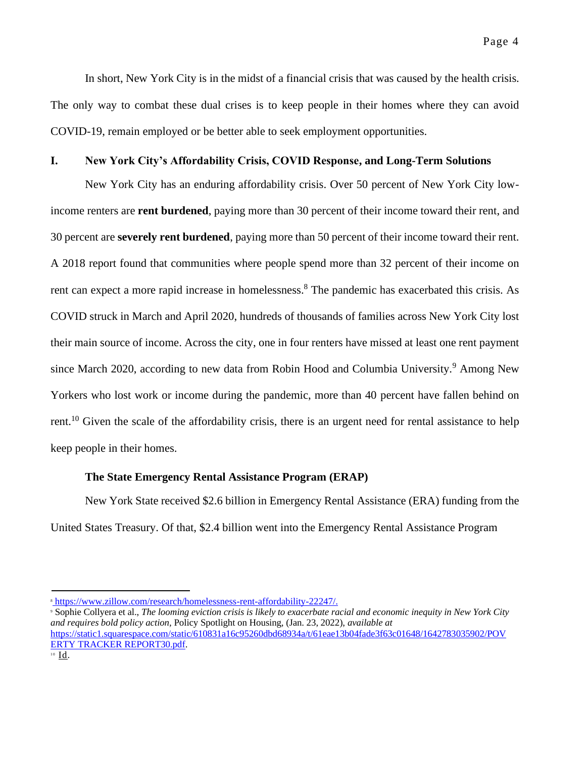In short, New York City is in the midst of a financial crisis that was caused by the health crisis. The only way to combat these dual crises is to keep people in their homes where they can avoid COVID-19, remain employed or be better able to seek employment opportunities.

## I. New York City's Affordability Crisis, COVID Response, and Long-Term Solutions

New York City has an enduring affordability crisis. Over 50 percent of New York City low-income renters are **rent burdened**, paying more than 30 percent of their income toward their rent, and 30 percent are **severely rent burdened**, paying more than 50 percent of their income toward their rent. A 2018 report found that communities where people spend more than 32 percent of their income on rent can expect a more rapid increase in homelessness.[8] The pandemic has exacerbated this crisis. As COVID struck in March and April 2020, hundreds of thousands of families across New York City lost their main source of income. Across the city, one in four renters have missed at least one rent payment since March 2020, according to new data from Robin Hood and Columbia University.[9] Among New Yorkers who lost work or income during the pandemic, more than 40 percent have fallen behind on rent.[10] Given the scale of the affordability crisis, there is an urgent need for rental assistance to help keep people in their homes.

### The State Emergency Rental Assistance Program (ERAP)

New York State received $2.6 billion in Emergency Rental Assistance (ERA) funding from the United States Treasury. Of that, $2.4 billion went into the Emergency Rental Assistance Program

---

[8] https://www.zillow.com/research/homelessness-rent-affordability-22247/.

[9] Sophie Collyera et al., *The looming eviction crisis is likely to exacerbate racial and economic inequity in New York City and requires bold policy action*, Policy Spotlight on Housing, (Jan. 23, 2022), *available at* https://static1.squarespace.com/static/610831a16c95260dbd68934a/t/61eae13b04fade3f63c01648/1642783035902/POVERTY TRACKER REPORT30.pdf.

[10] Id.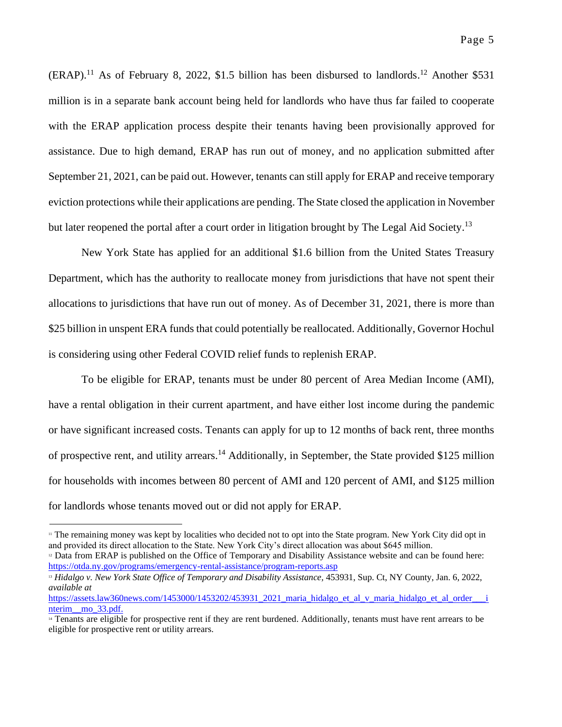(ERAP).[11] As of February 8, 2022, $1.5 billion has been disbursed to landlords.[12] Another $531 million is in a separate bank account being held for landlords who have thus far failed to cooperate with the ERAP application process despite their tenants having been provisionally approved for assistance. Due to high demand, ERAP has run out of money, and no application submitted after September 21, 2021, can be paid out. However, tenants can still apply for ERAP and receive temporary eviction protections while their applications are pending. The State closed the application in November but later reopened the portal after a court order in litigation brought by The Legal Aid Society.[13]

New York State has applied for an additional $1.6 billion from the United States Treasury Department, which has the authority to reallocate money from jurisdictions that have not spent their allocations to jurisdictions that have run out of money. As of December 31, 2021, there is more than $25 billion in unspent ERA funds that could potentially be reallocated. Additionally, Governor Hochul is considering using other Federal COVID relief funds to replenish ERAP.

To be eligible for ERAP, tenants must be under 80 percent of Area Median Income (AMI), have a rental obligation in their current apartment, and have either lost income during the pandemic or have significant increased costs. Tenants can apply for up to 12 months of back rent, three months of prospective rent, and utility arrears.[14] Additionally, in September, the State provided $125 million for households with incomes between 80 percent of AMI and 120 percent of AMI, and $125 million for landlords whose tenants moved out or did not apply for ERAP.

---

[11] The remaining money was kept by localities who decided not to opt into the State program. New York City did opt in and provided its direct allocation to the State. New York City's direct allocation was about $645 million.

[12] Data from ERAP is published on the Office of Temporary and Disability Assistance website and can be found here: https://otda.ny.gov/programs/emergency-rental-assistance/program-reports.asp

[13] *Hidalgo v. New York State Office of Temporary and Disability Assistance,* 453931, Sup. Ct, NY County, Jan. 6, 2022, *available at* https://assets.law360news.com/1453000/1453202/453931_2021_maria_hidalgo_et_al_v_maria_hidalgo_et_al_order___interim__mo_33.pdf.

[14] Tenants are eligible for prospective rent if they are rent burdened. Additionally, tenants must have rent arrears to be eligible for prospective rent or utility arrears.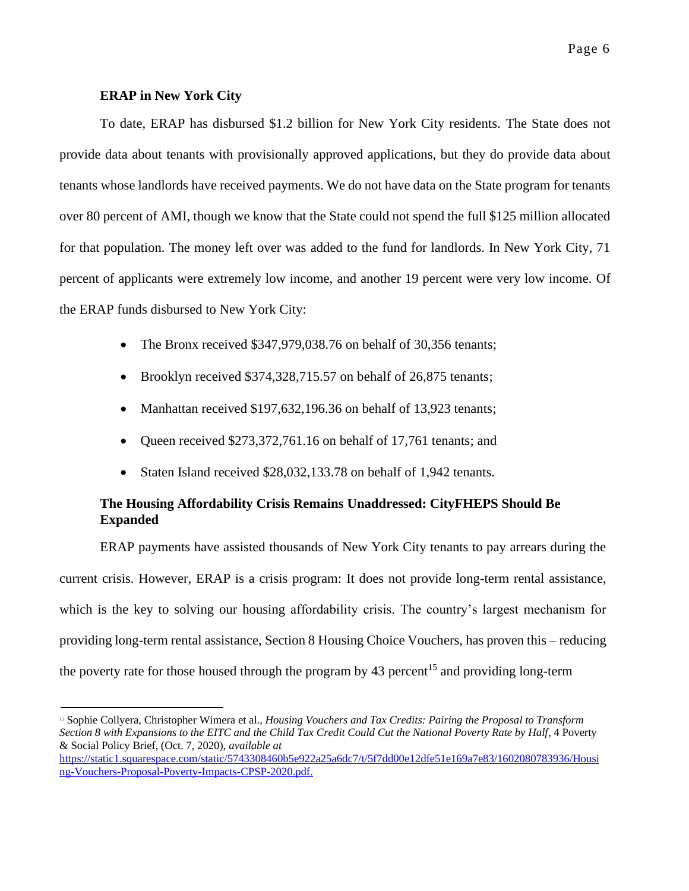### ERAP in New York City

To date, ERAP has disbursed $1.2 billion for New York City residents. The State does not provide data about tenants with provisionally approved applications, but they do provide data about tenants whose landlords have received payments. We do not have data on the State program for tenants over 80 percent of AMI, though we know that the State could not spend the full $125 million allocated for that population. The money left over was added to the fund for landlords. In New York City, 71 percent of applicants were extremely low income, and another 19 percent were very low income. Of the ERAP funds disbursed to New York City:

- The Bronx received $347,979,038.76 on behalf of 30,356 tenants;
- Brooklyn received $374,328,715.57 on behalf of 26,875 tenants;
- Manhattan received $197,632,196.36 on behalf of 13,923 tenants;
- Queen received $273,372,761.16 on behalf of 17,761 tenants; and
- Staten Island received $28,032,133.78 on behalf of 1,942 tenants.

### The Housing Affordability Crisis Remains Unaddressed: CityFHEPS Should Be Expanded

ERAP payments have assisted thousands of New York City tenants to pay arrears during the current crisis. However, ERAP is a crisis program: It does not provide long-term rental assistance, which is the key to solving our housing affordability crisis. The country's largest mechanism for providing long-term rental assistance, Section 8 Housing Choice Vouchers, has proven this – reducing the poverty rate for those housed through the program by 43 percent[15] and providing long-term

---

[15] Sophie Collyera, Christopher Wimera et al., *Housing Vouchers and Tax Credits: Pairing the Proposal to Transform Section 8 with Expansions to the EITC and the Child Tax Credit Could Cut the National Poverty Rate by Half*, 4 Poverty & Social Policy Brief, (Oct. 7, 2020), *available at* https://static1.squarespace.com/static/5743308460b5e922a25a6dc7/t/5f7dd00e12dfe51e169a7e83/1602080783936/Housing-Vouchers-Proposal-Poverty-Impacts-CPSP-2020.pdf.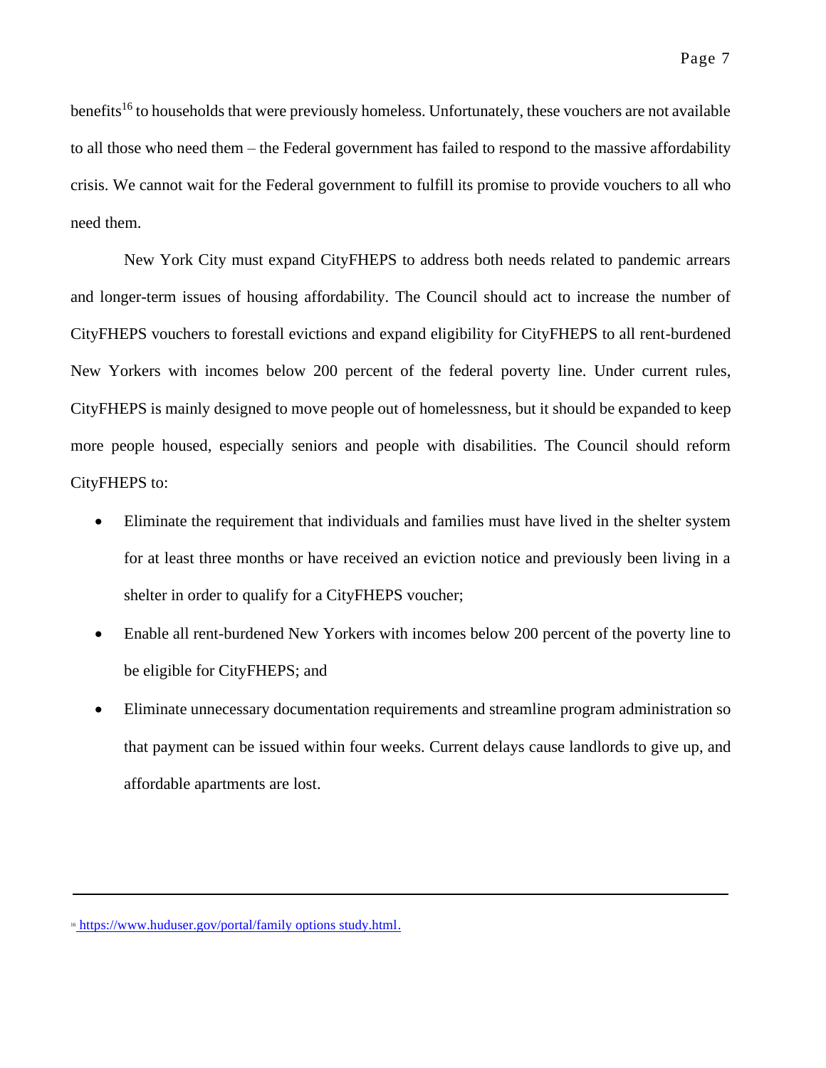benefits[16] to households that were previously homeless. Unfortunately, these vouchers are not available to all those who need them – the Federal government has failed to respond to the massive affordability crisis. We cannot wait for the Federal government to fulfill its promise to provide vouchers to all who need them.

New York City must expand CityFHEPS to address both needs related to pandemic arrears and longer-term issues of housing affordability. The Council should act to increase the number of CityFHEPS vouchers to forestall evictions and expand eligibility for CityFHEPS to all rent-burdened New Yorkers with incomes below 200 percent of the federal poverty line. Under current rules, CityFHEPS is mainly designed to move people out of homelessness, but it should be expanded to keep more people housed, especially seniors and people with disabilities. The Council should reform CityFHEPS to:

- Eliminate the requirement that individuals and families must have lived in the shelter system for at least three months or have received an eviction notice and previously been living in a shelter in order to qualify for a CityFHEPS voucher;
- Enable all rent-burdened New Yorkers with incomes below 200 percent of the poverty line to be eligible for CityFHEPS; and
- Eliminate unnecessary documentation requirements and streamline program administration so that payment can be issued within four weeks. Current delays cause landlords to give up, and affordable apartments are lost.

---

[16] https://www.huduser.gov/portal/family options study.html.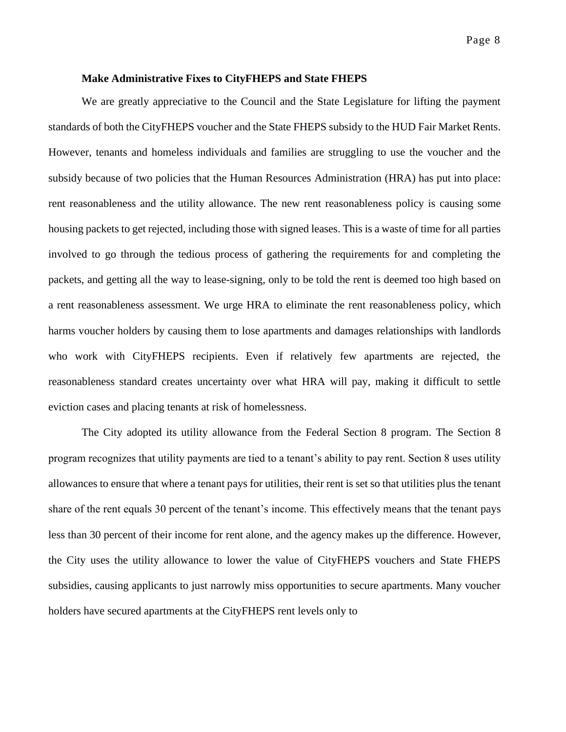**Make Administrative Fixes to CityFHEPS and State FHEPS**

We are greatly appreciative to the Council and the State Legislature for lifting the payment standards of both the CityFHEPS voucher and the State FHEPS subsidy to the HUD Fair Market Rents. However, tenants and homeless individuals and families are struggling to use the voucher and the subsidy because of two policies that the Human Resources Administration (HRA) has put into place: rent reasonableness and the utility allowance. The new rent reasonableness policy is causing some housing packets to get rejected, including those with signed leases. This is a waste of time for all parties involved to go through the tedious process of gathering the requirements for and completing the packets, and getting all the way to lease-signing, only to be told the rent is deemed too high based on a rent reasonableness assessment. We urge HRA to eliminate the rent reasonableness policy, which harms voucher holders by causing them to lose apartments and damages relationships with landlords who work with CityFHEPS recipients. Even if relatively few apartments are rejected, the reasonableness standard creates uncertainty over what HRA will pay, making it difficult to settle eviction cases and placing tenants at risk of homelessness.

The City adopted its utility allowance from the Federal Section 8 program. The Section 8 program recognizes that utility payments are tied to a tenant's ability to pay rent. Section 8 uses utility allowances to ensure that where a tenant pays for utilities, their rent is set so that utilities plus the tenant share of the rent equals 30 percent of the tenant's income. This effectively means that the tenant pays less than 30 percent of their income for rent alone, and the agency makes up the difference. However, the City uses the utility allowance to lower the value of CityFHEPS vouchers and State FHEPS subsidies, causing applicants to just narrowly miss opportunities to secure apartments. Many voucher holders have secured apartments at the CityFHEPS rent levels only to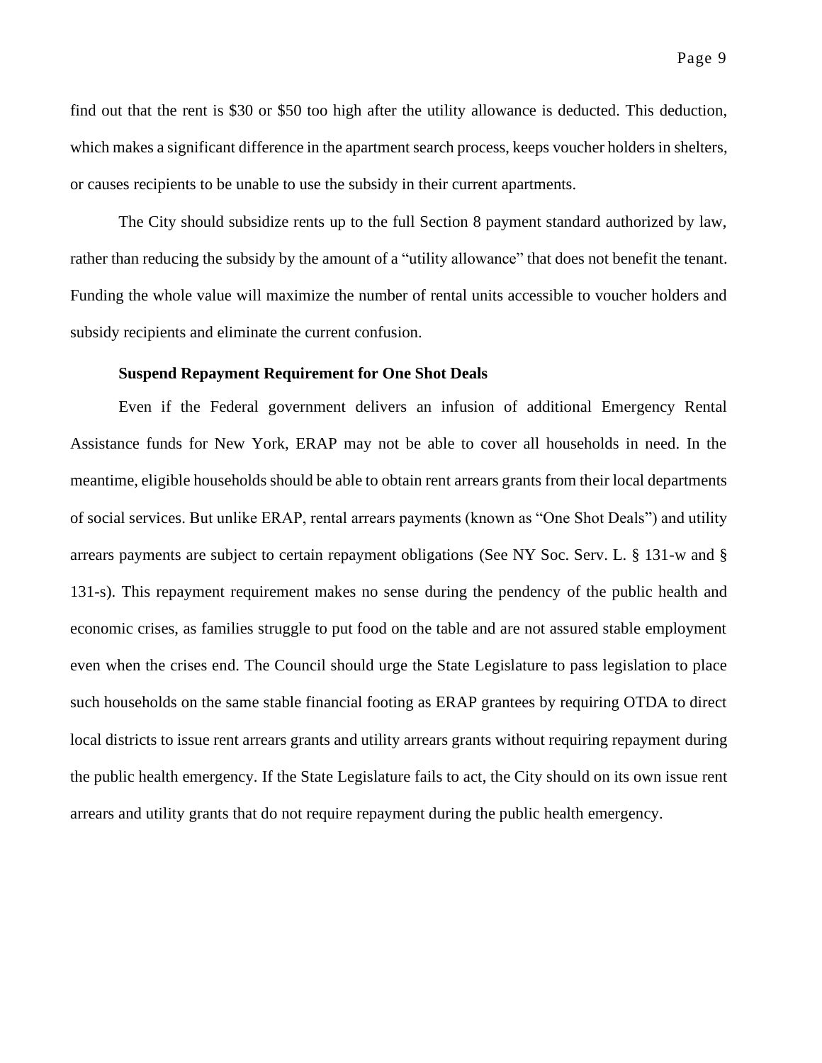find out that the rent is $30 or $50 too high after the utility allowance is deducted. This deduction, which makes a significant difference in the apartment search process, keeps voucher holders in shelters, or causes recipients to be unable to use the subsidy in their current apartments.

The City should subsidize rents up to the full Section 8 payment standard authorized by law, rather than reducing the subsidy by the amount of a "utility allowance" that does not benefit the tenant. Funding the whole value will maximize the number of rental units accessible to voucher holders and subsidy recipients and eliminate the current confusion.

**Suspend Repayment Requirement for One Shot Deals**

Even if the Federal government delivers an infusion of additional Emergency Rental Assistance funds for New York, ERAP may not be able to cover all households in need. In the meantime, eligible households should be able to obtain rent arrears grants from their local departments of social services. But unlike ERAP, rental arrears payments (known as "One Shot Deals") and utility arrears payments are subject to certain repayment obligations (See NY Soc. Serv. L. § 131-w and § 131-s). This repayment requirement makes no sense during the pendency of the public health and economic crises, as families struggle to put food on the table and are not assured stable employment even when the crises end. The Council should urge the State Legislature to pass legislation to place such households on the same stable financial footing as ERAP grantees by requiring OTDA to direct local districts to issue rent arrears grants and utility arrears grants without requiring repayment during the public health emergency. If the State Legislature fails to act, the City should on its own issue rent arrears and utility grants that do not require repayment during the public health emergency.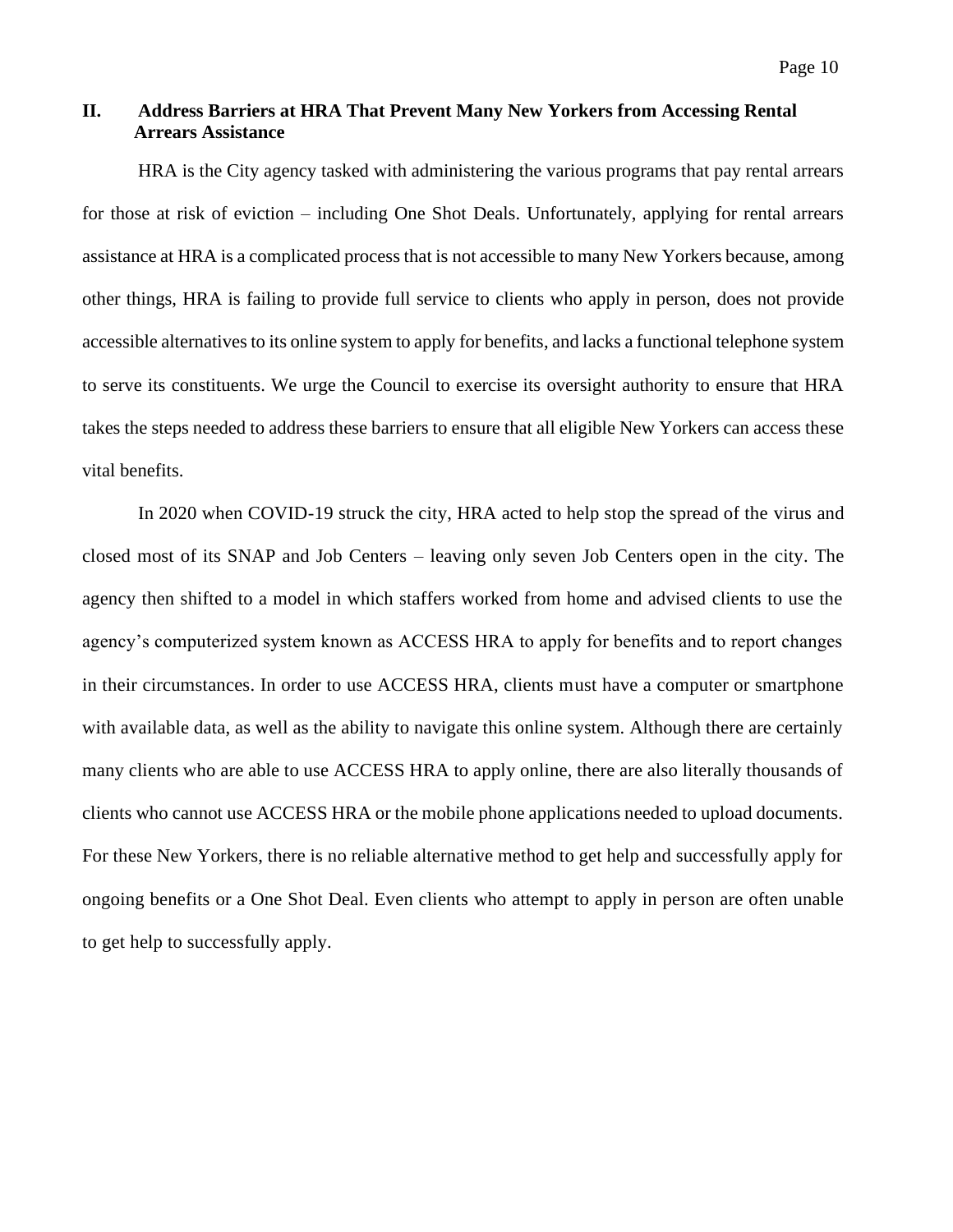## II. Address Barriers at HRA That Prevent Many New Yorkers from Accessing Rental Arrears Assistance

HRA is the City agency tasked with administering the various programs that pay rental arrears for those at risk of eviction – including One Shot Deals. Unfortunately, applying for rental arrears assistance at HRA is a complicated process that is not accessible to many New Yorkers because, among other things, HRA is failing to provide full service to clients who apply in person, does not provide accessible alternatives to its online system to apply for benefits, and lacks a functional telephone system to serve its constituents. We urge the Council to exercise its oversight authority to ensure that HRA takes the steps needed to address these barriers to ensure that all eligible New Yorkers can access these vital benefits.

In 2020 when COVID-19 struck the city, HRA acted to help stop the spread of the virus and closed most of its SNAP and Job Centers – leaving only seven Job Centers open in the city. The agency then shifted to a model in which staffers worked from home and advised clients to use the agency's computerized system known as ACCESS HRA to apply for benefits and to report changes in their circumstances. In order to use ACCESS HRA, clients must have a computer or smartphone with available data, as well as the ability to navigate this online system. Although there are certainly many clients who are able to use ACCESS HRA to apply online, there are also literally thousands of clients who cannot use ACCESS HRA or the mobile phone applications needed to upload documents. For these New Yorkers, there is no reliable alternative method to get help and successfully apply for ongoing benefits or a One Shot Deal. Even clients who attempt to apply in person are often unable to get help to successfully apply.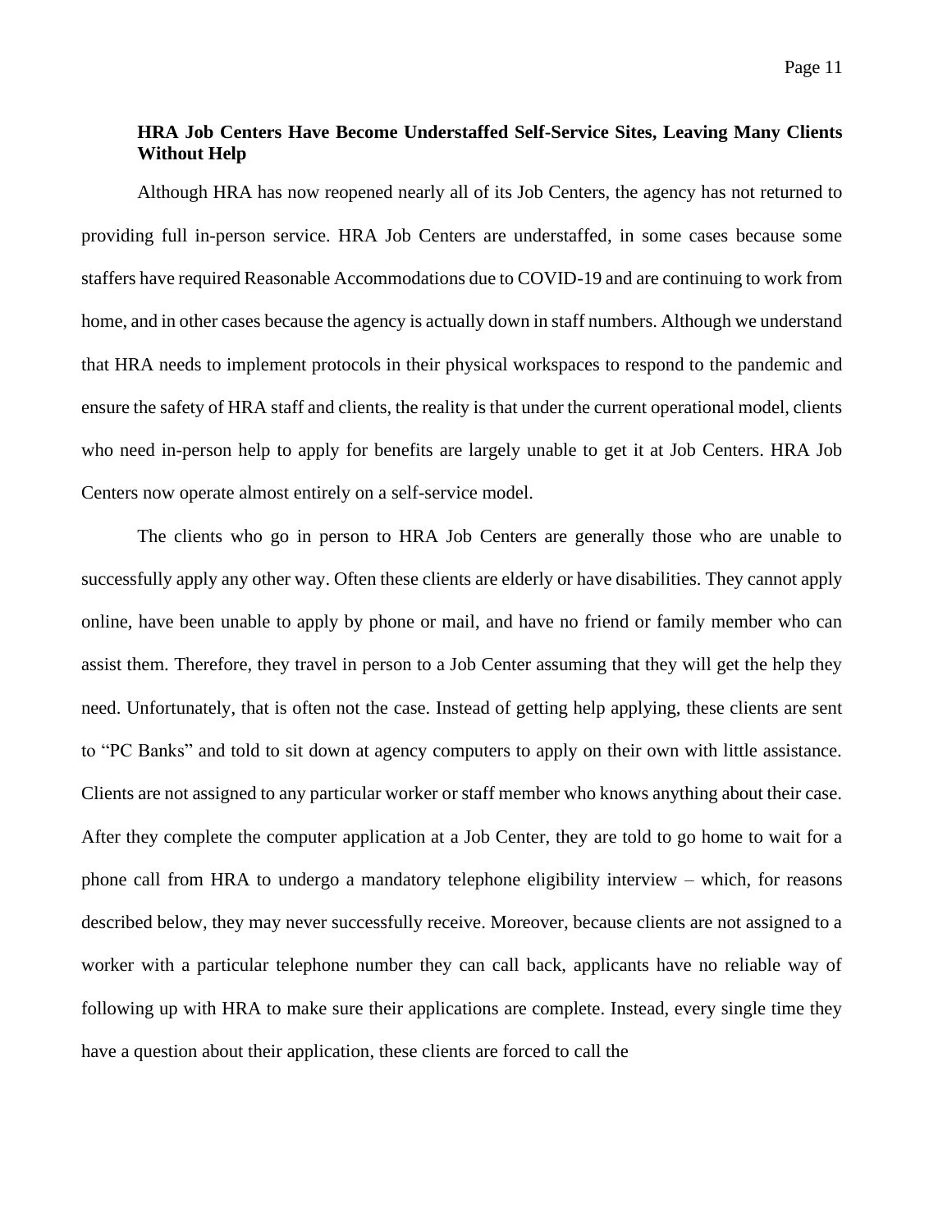### HRA Job Centers Have Become Understaffed Self-Service Sites, Leaving Many Clients Without Help

Although HRA has now reopened nearly all of its Job Centers, the agency has not returned to providing full in-person service. HRA Job Centers are understaffed, in some cases because some staffers have required Reasonable Accommodations due to COVID-19 and are continuing to work from home, and in other cases because the agency is actually down in staff numbers. Although we understand that HRA needs to implement protocols in their physical workspaces to respond to the pandemic and ensure the safety of HRA staff and clients, the reality is that under the current operational model, clients who need in-person help to apply for benefits are largely unable to get it at Job Centers. HRA Job Centers now operate almost entirely on a self-service model.

The clients who go in person to HRA Job Centers are generally those who are unable to successfully apply any other way. Often these clients are elderly or have disabilities. They cannot apply online, have been unable to apply by phone or mail, and have no friend or family member who can assist them. Therefore, they travel in person to a Job Center assuming that they will get the help they need. Unfortunately, that is often not the case. Instead of getting help applying, these clients are sent to "PC Banks" and told to sit down at agency computers to apply on their own with little assistance. Clients are not assigned to any particular worker or staff member who knows anything about their case. After they complete the computer application at a Job Center, they are told to go home to wait for a phone call from HRA to undergo a mandatory telephone eligibility interview – which, for reasons described below, they may never successfully receive. Moreover, because clients are not assigned to a worker with a particular telephone number they can call back, applicants have no reliable way of following up with HRA to make sure their applications are complete. Instead, every single time they have a question about their application, these clients are forced to call the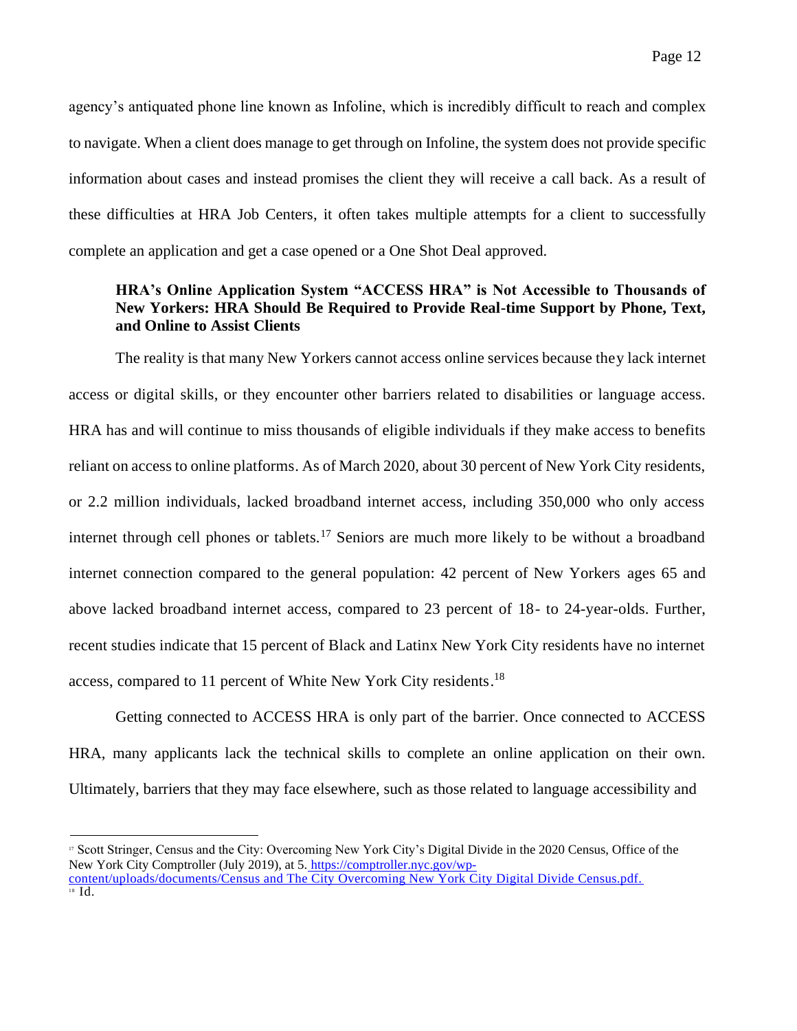agency's antiquated phone line known as Infoline, which is incredibly difficult to reach and complex to navigate. When a client does manage to get through on Infoline, the system does not provide specific information about cases and instead promises the client they will receive a call back. As a result of these difficulties at HRA Job Centers, it often takes multiple attempts for a client to successfully complete an application and get a case opened or a One Shot Deal approved.

**HRA's Online Application System "ACCESS HRA" is Not Accessible to Thousands of New Yorkers: HRA Should Be Required to Provide Real-time Support by Phone, Text, and Online to Assist Clients**

The reality is that many New Yorkers cannot access online services because they lack internet access or digital skills, or they encounter other barriers related to disabilities or language access. HRA has and will continue to miss thousands of eligible individuals if they make access to benefits reliant on access to online platforms. As of March 2020, about 30 percent of New York City residents, or 2.2 million individuals, lacked broadband internet access, including 350,000 who only access internet through cell phones or tablets.[17] Seniors are much more likely to be without a broadband internet connection compared to the general population: 42 percent of New Yorkers ages 65 and above lacked broadband internet access, compared to 23 percent of 18- to 24-year-olds. Further, recent studies indicate that 15 percent of Black and Latinx New York City residents have no internet access, compared to 11 percent of White New York City residents.[18]

Getting connected to ACCESS HRA is only part of the barrier. Once connected to ACCESS HRA, many applicants lack the technical skills to complete an online application on their own. Ultimately, barriers that they may face elsewhere, such as those related to language accessibility and

---

[17] Scott Stringer, Census and the City: Overcoming New York City's Digital Divide in the 2020 Census, Office of the New York City Comptroller (July 2019), at 5. https://comptroller.nyc.gov/wp-content/uploads/documents/Census and The City Overcoming New York City Digital Divide Census.pdf.

[18] Id.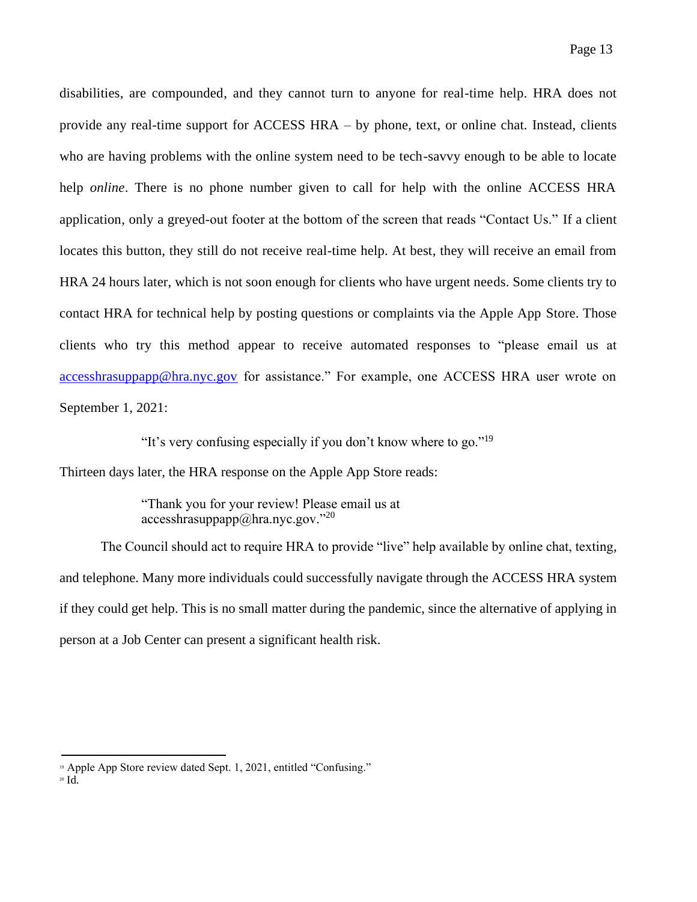disabilities, are compounded, and they cannot turn to anyone for real-time help. HRA does not provide any real-time support for ACCESS HRA – by phone, text, or online chat. Instead, clients who are having problems with the online system need to be tech-savvy enough to be able to locate help *online*. There is no phone number given to call for help with the online ACCESS HRA application, only a greyed-out footer at the bottom of the screen that reads "Contact Us." If a client locates this button, they still do not receive real-time help. At best, they will receive an email from HRA 24 hours later, which is not soon enough for clients who have urgent needs. Some clients try to contact HRA for technical help by posting questions or complaints via the Apple App Store. Those clients who try this method appear to receive automated responses to "please email us at accesshrasuppapp@hra.nyc.gov for assistance." For example, one ACCESS HRA user wrote on September 1, 2021:

> "It's very confusing especially if you don't know where to go."[19]

Thirteen days later, the HRA response on the Apple App Store reads:

> "Thank you for your review! Please email us at accesshrasuppapp@hra.nyc.gov."[20]

The Council should act to require HRA to provide "live" help available by online chat, texting, and telephone. Many more individuals could successfully navigate through the ACCESS HRA system if they could get help. This is no small matter during the pandemic, since the alternative of applying in person at a Job Center can present a significant health risk.

---

[19] Apple App Store review dated Sept. 1, 2021, entitled "Confusing."

[20] Id.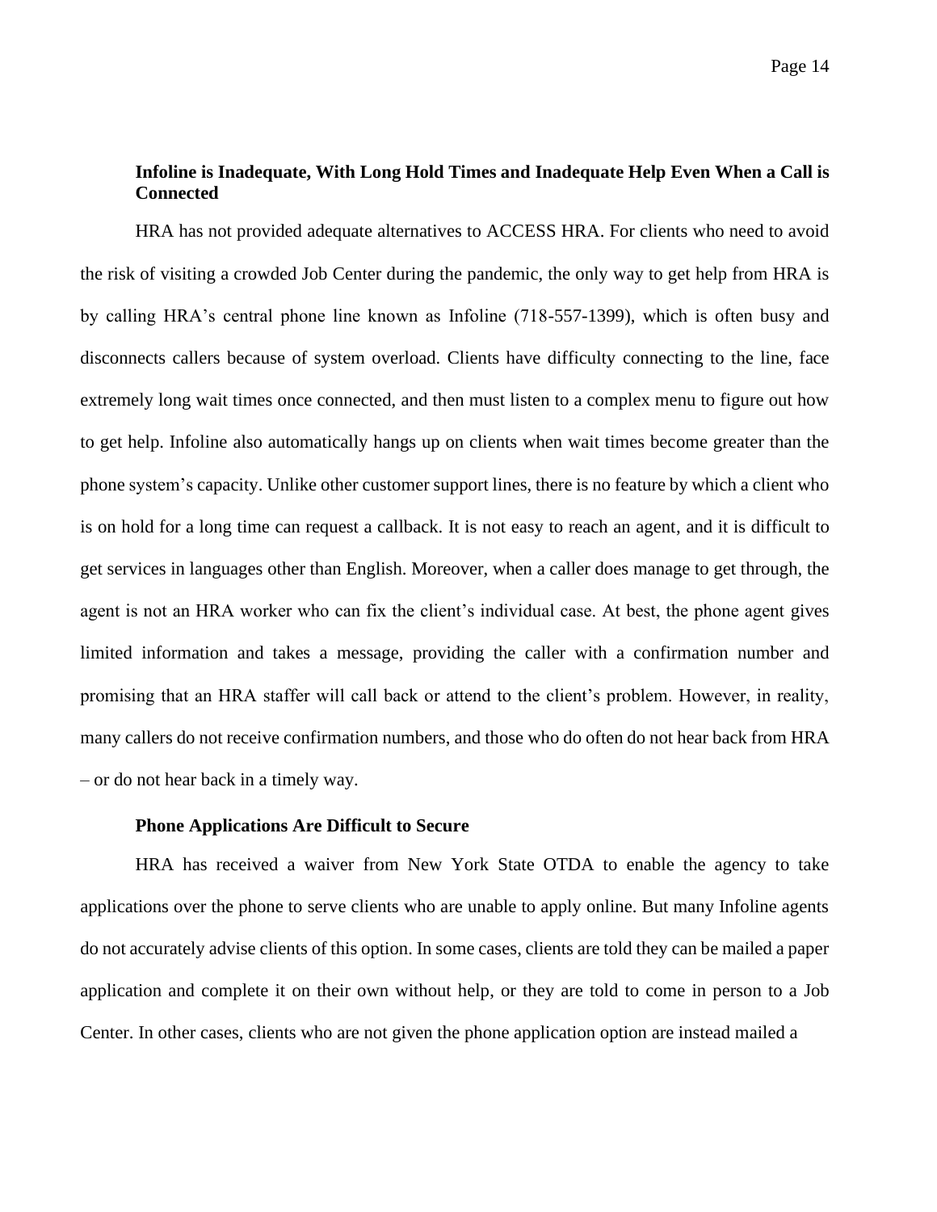### Infoline is Inadequate, With Long Hold Times and Inadequate Help Even When a Call is Connected

HRA has not provided adequate alternatives to ACCESS HRA. For clients who need to avoid the risk of visiting a crowded Job Center during the pandemic, the only way to get help from HRA is by calling HRA's central phone line known as Infoline (718-557-1399), which is often busy and disconnects callers because of system overload. Clients have difficulty connecting to the line, face extremely long wait times once connected, and then must listen to a complex menu to figure out how to get help. Infoline also automatically hangs up on clients when wait times become greater than the phone system's capacity. Unlike other customer support lines, there is no feature by which a client who is on hold for a long time can request a callback. It is not easy to reach an agent, and it is difficult to get services in languages other than English. Moreover, when a caller does manage to get through, the agent is not an HRA worker who can fix the client's individual case. At best, the phone agent gives limited information and takes a message, providing the caller with a confirmation number and promising that an HRA staffer will call back or attend to the client's problem. However, in reality, many callers do not receive confirmation numbers, and those who do often do not hear back from HRA – or do not hear back in a timely way.

### Phone Applications Are Difficult to Secure

HRA has received a waiver from New York State OTDA to enable the agency to take applications over the phone to serve clients who are unable to apply online. But many Infoline agents do not accurately advise clients of this option. In some cases, clients are told they can be mailed a paper application and complete it on their own without help, or they are told to come in person to a Job Center. In other cases, clients who are not given the phone application option are instead mailed a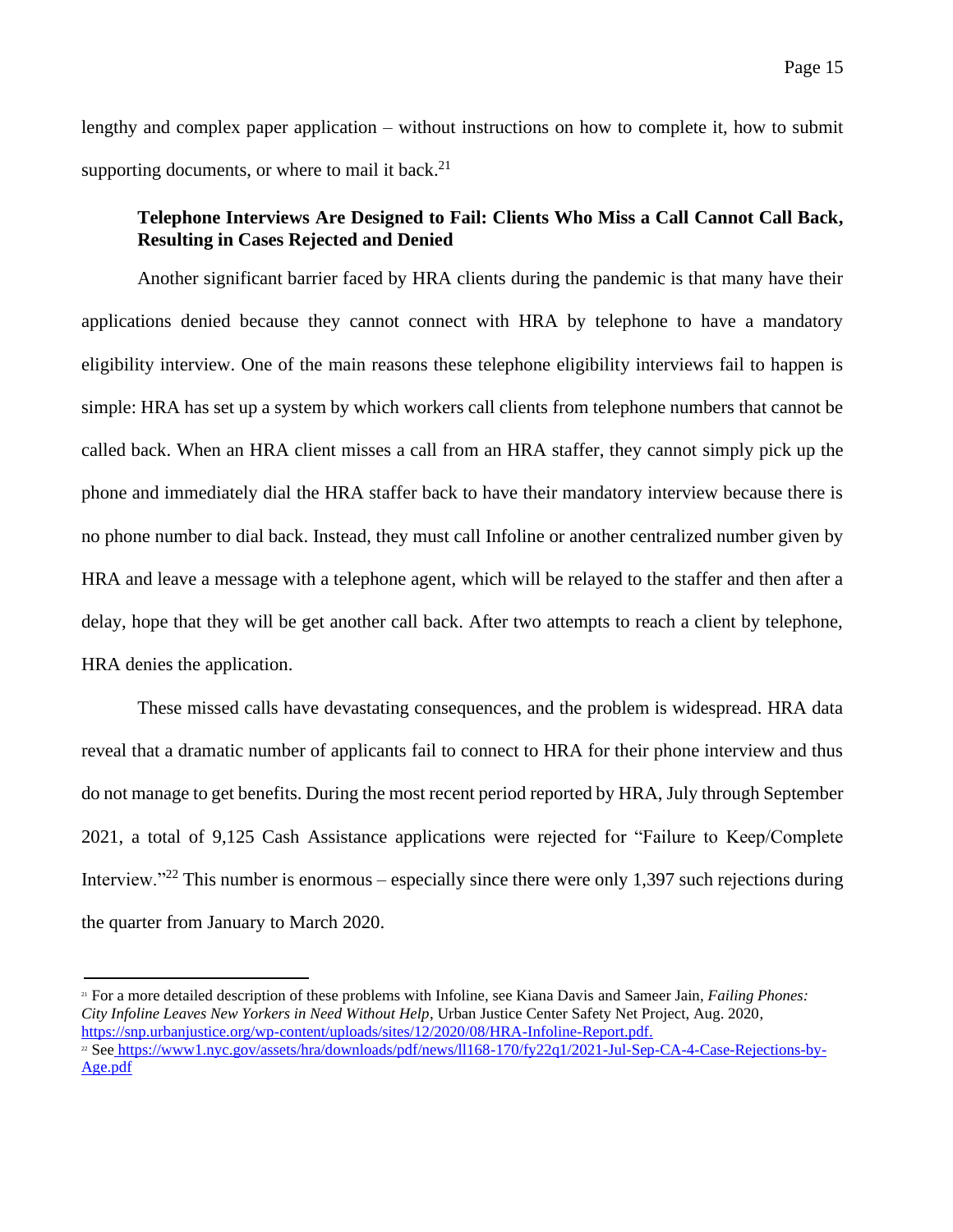lengthy and complex paper application – without instructions on how to complete it, how to submit supporting documents, or where to mail it back.[21]

### Telephone Interviews Are Designed to Fail: Clients Who Miss a Call Cannot Call Back, Resulting in Cases Rejected and Denied

Another significant barrier faced by HRA clients during the pandemic is that many have their applications denied because they cannot connect with HRA by telephone to have a mandatory eligibility interview. One of the main reasons these telephone eligibility interviews fail to happen is simple: HRA has set up a system by which workers call clients from telephone numbers that cannot be called back. When an HRA client misses a call from an HRA staffer, they cannot simply pick up the phone and immediately dial the HRA staffer back to have their mandatory interview because there is no phone number to dial back. Instead, they must call Infoline or another centralized number given by HRA and leave a message with a telephone agent, which will be relayed to the staffer and then after a delay, hope that they will be get another call back. After two attempts to reach a client by telephone, HRA denies the application.

These missed calls have devastating consequences, and the problem is widespread. HRA data reveal that a dramatic number of applicants fail to connect to HRA for their phone interview and thus do not manage to get benefits. During the most recent period reported by HRA, July through September 2021, a total of 9,125 Cash Assistance applications were rejected for "Failure to Keep/Complete Interview."[22] This number is enormous – especially since there were only 1,397 such rejections during the quarter from January to March 2020.

---

[21] For a more detailed description of these problems with Infoline, see Kiana Davis and Sameer Jain, *Failing Phones: City Infoline Leaves New Yorkers in Need Without Help*, Urban Justice Center Safety Net Project, Aug. 2020, https://snp.urbanjustice.org/wp-content/uploads/sites/12/2020/08/HRA-Infoline-Report.pdf.

[22] See https://www1.nyc.gov/assets/hra/downloads/pdf/news/ll168-170/fy22q1/2021-Jul-Sep-CA-4-Case-Rejections-by-Age.pdf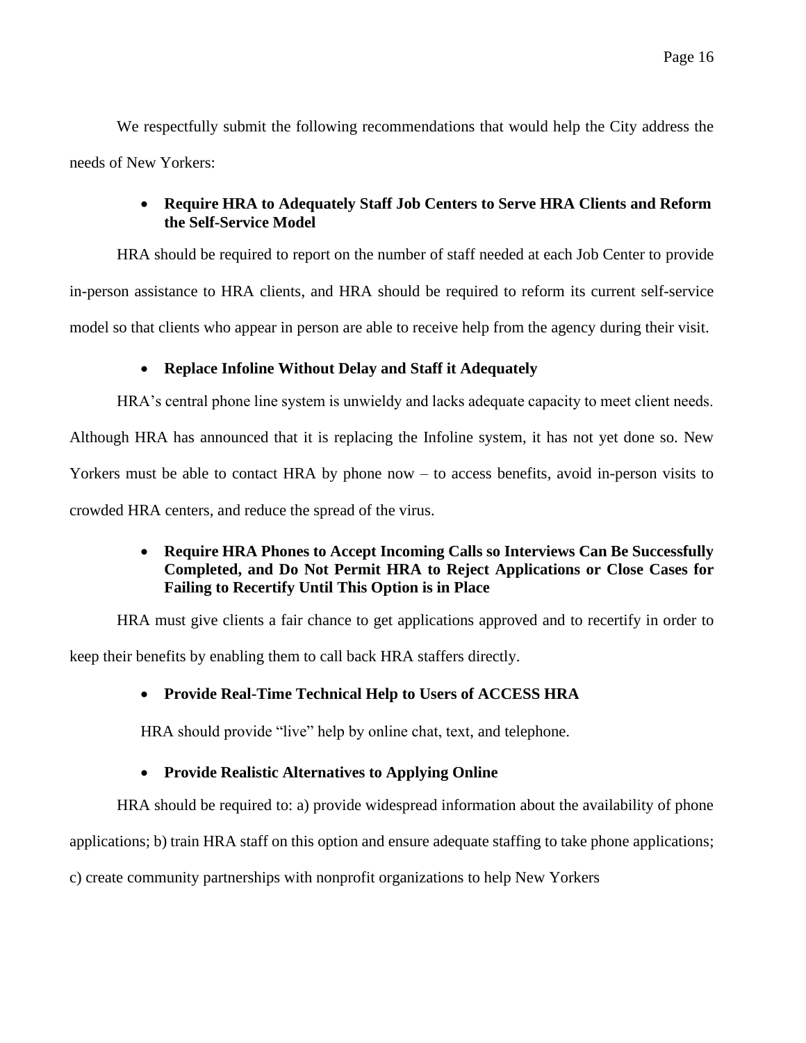We respectfully submit the following recommendations that would help the City address the needs of New Yorkers:

- **Require HRA to Adequately Staff Job Centers to Serve HRA Clients and Reform the Self-Service Model**

HRA should be required to report on the number of staff needed at each Job Center to provide in-person assistance to HRA clients, and HRA should be required to reform its current self-service model so that clients who appear in person are able to receive help from the agency during their visit.

- **Replace Infoline Without Delay and Staff it Adequately**

HRA's central phone line system is unwieldy and lacks adequate capacity to meet client needs. Although HRA has announced that it is replacing the Infoline system, it has not yet done so. New Yorkers must be able to contact HRA by phone now – to access benefits, avoid in-person visits to crowded HRA centers, and reduce the spread of the virus.

- **Require HRA Phones to Accept Incoming Calls so Interviews Can Be Successfully Completed, and Do Not Permit HRA to Reject Applications or Close Cases for Failing to Recertify Until This Option is in Place**

HRA must give clients a fair chance to get applications approved and to recertify in order to keep their benefits by enabling them to call back HRA staffers directly.

- **Provide Real-Time Technical Help to Users of ACCESS HRA**

HRA should provide "live" help by online chat, text, and telephone.

- **Provide Realistic Alternatives to Applying Online**

HRA should be required to: a) provide widespread information about the availability of phone applications; b) train HRA staff on this option and ensure adequate staffing to take phone applications; c) create community partnerships with nonprofit organizations to help New Yorkers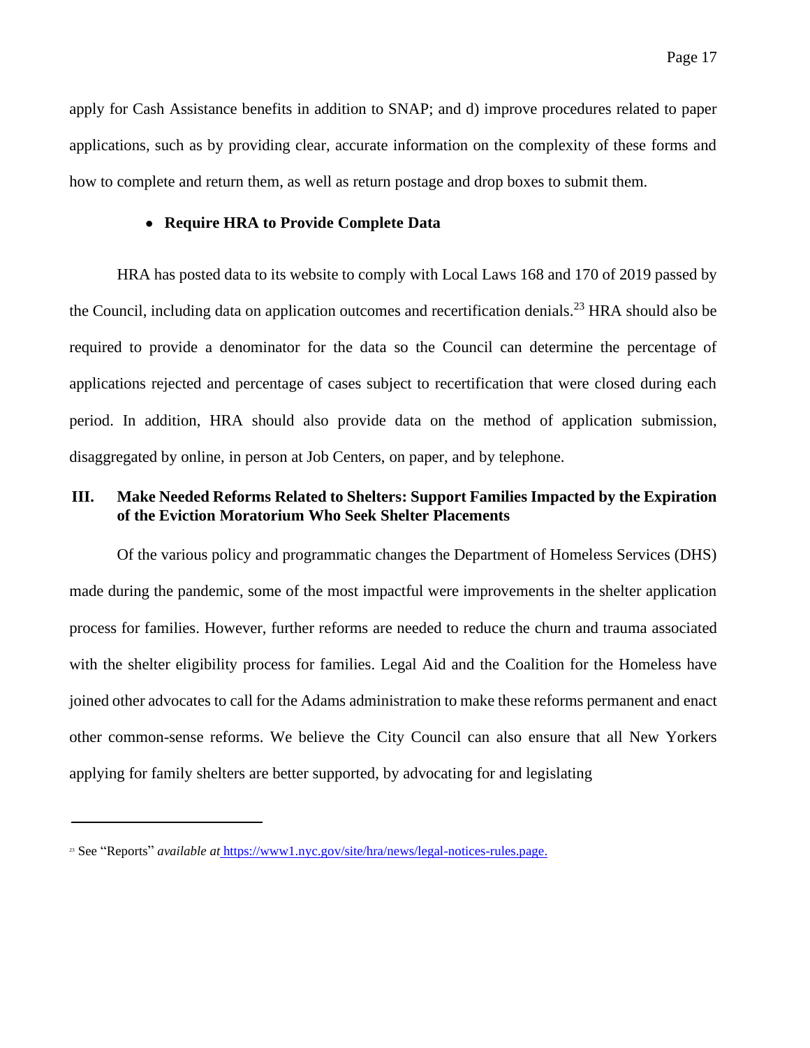apply for Cash Assistance benefits in addition to SNAP; and d) improve procedures related to paper applications, such as by providing clear, accurate information on the complexity of these forms and how to complete and return them, as well as return postage and drop boxes to submit them.

- **Require HRA to Provide Complete Data**

HRA has posted data to its website to comply with Local Laws 168 and 170 of 2019 passed by the Council, including data on application outcomes and recertification denials.[23] HRA should also be required to provide a denominator for the data so the Council can determine the percentage of applications rejected and percentage of cases subject to recertification that were closed during each period. In addition, HRA should also provide data on the method of application submission, disaggregated by online, in person at Job Centers, on paper, and by telephone.

## III. Make Needed Reforms Related to Shelters: Support Families Impacted by the Expiration of the Eviction Moratorium Who Seek Shelter Placements

Of the various policy and programmatic changes the Department of Homeless Services (DHS) made during the pandemic, some of the most impactful were improvements in the shelter application process for families. However, further reforms are needed to reduce the churn and trauma associated with the shelter eligibility process for families. Legal Aid and the Coalition for the Homeless have joined other advocates to call for the Adams administration to make these reforms permanent and enact other common-sense reforms. We believe the City Council can also ensure that all New Yorkers applying for family shelters are better supported, by advocating for and legislating

---

[23] See "Reports" *available at* https://www1.nyc.gov/site/hra/news/legal-notices-rules.page.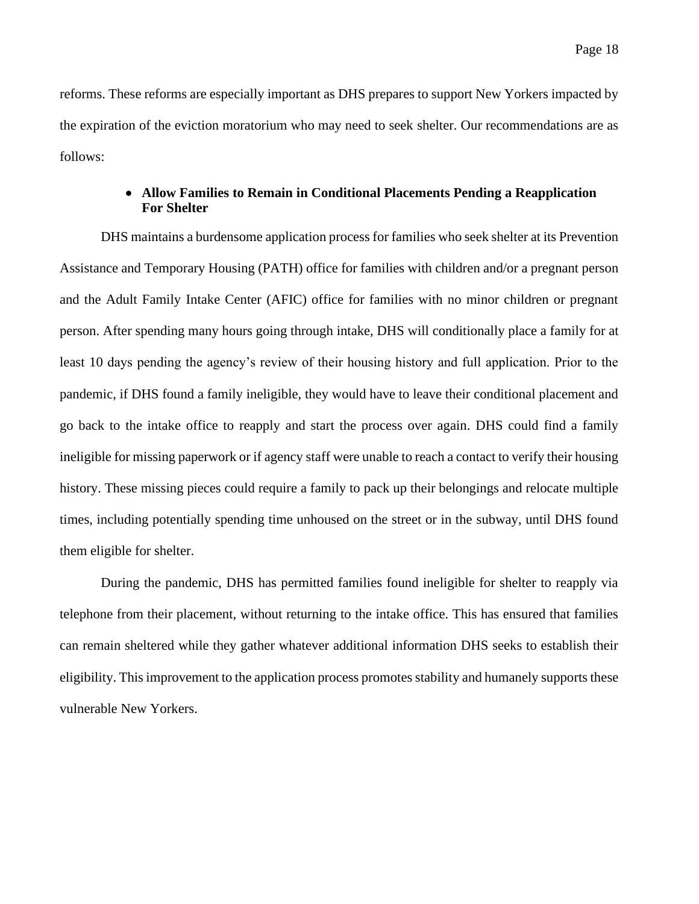reforms. These reforms are especially important as DHS prepares to support New Yorkers impacted by the expiration of the eviction moratorium who may need to seek shelter. Our recommendations are as follows:

- **Allow Families to Remain in Conditional Placements Pending a Reapplication For Shelter**

DHS maintains a burdensome application process for families who seek shelter at its Prevention Assistance and Temporary Housing (PATH) office for families with children and/or a pregnant person and the Adult Family Intake Center (AFIC) office for families with no minor children or pregnant person. After spending many hours going through intake, DHS will conditionally place a family for at least 10 days pending the agency's review of their housing history and full application. Prior to the pandemic, if DHS found a family ineligible, they would have to leave their conditional placement and go back to the intake office to reapply and start the process over again. DHS could find a family ineligible for missing paperwork or if agency staff were unable to reach a contact to verify their housing history. These missing pieces could require a family to pack up their belongings and relocate multiple times, including potentially spending time unhoused on the street or in the subway, until DHS found them eligible for shelter.

During the pandemic, DHS has permitted families found ineligible for shelter to reapply via telephone from their placement, without returning to the intake office. This has ensured that families can remain sheltered while they gather whatever additional information DHS seeks to establish their eligibility. This improvement to the application process promotes stability and humanely supports these vulnerable New Yorkers.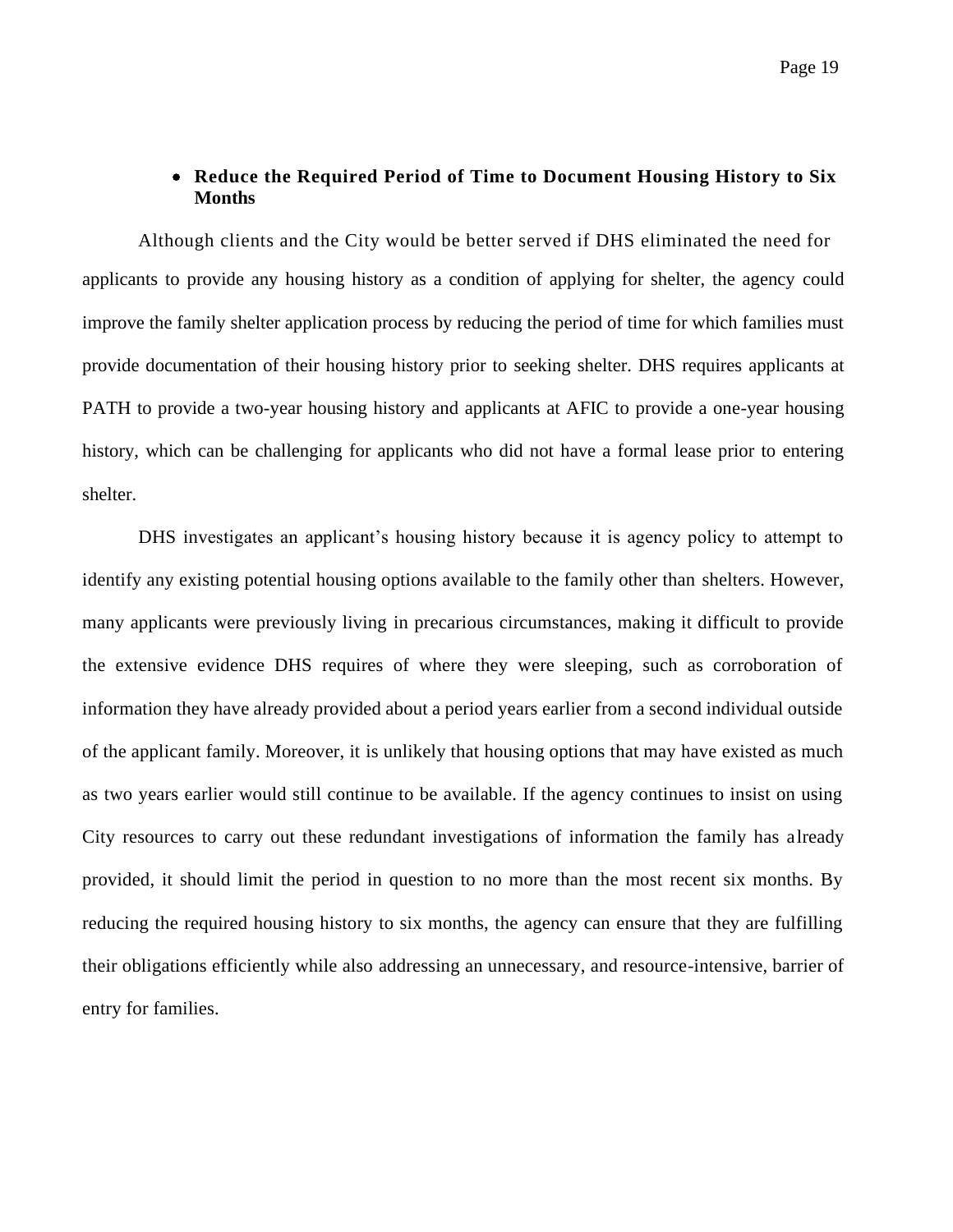- **Reduce the Required Period of Time to Document Housing History to Six Months**

Although clients and the City would be better served if DHS eliminated the need for applicants to provide any housing history as a condition of applying for shelter, the agency could improve the family shelter application process by reducing the period of time for which families must provide documentation of their housing history prior to seeking shelter. DHS requires applicants at PATH to provide a two-year housing history and applicants at AFIC to provide a one-year housing history, which can be challenging for applicants who did not have a formal lease prior to entering shelter.

DHS investigates an applicant's housing history because it is agency policy to attempt to identify any existing potential housing options available to the family other than shelters. However, many applicants were previously living in precarious circumstances, making it difficult to provide the extensive evidence DHS requires of where they were sleeping, such as corroboration of information they have already provided about a period years earlier from a second individual outside of the applicant family. Moreover, it is unlikely that housing options that may have existed as much as two years earlier would still continue to be available. If the agency continues to insist on using City resources to carry out these redundant investigations of information the family has already provided, it should limit the period in question to no more than the most recent six months. By reducing the required housing history to six months, the agency can ensure that they are fulfilling their obligations efficiently while also addressing an unnecessary, and resource-intensive, barrier of entry for families.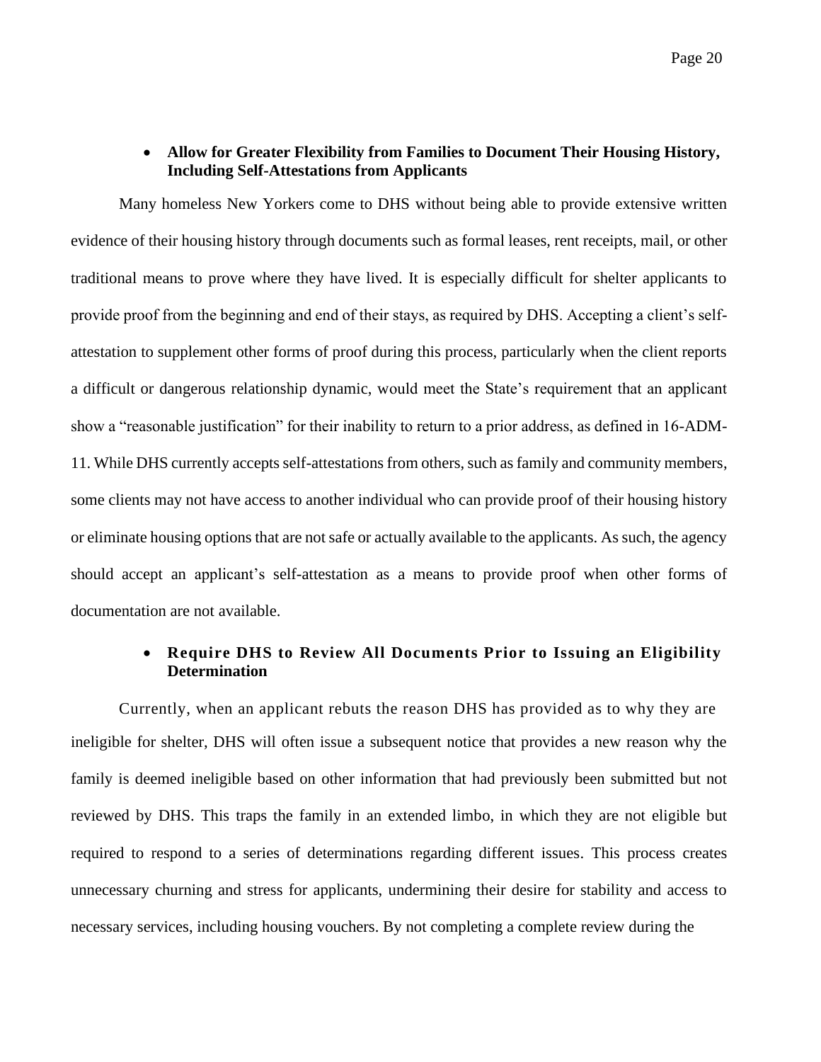- **Allow for Greater Flexibility from Families to Document Their Housing History, Including Self-Attestations from Applicants**

Many homeless New Yorkers come to DHS without being able to provide extensive written evidence of their housing history through documents such as formal leases, rent receipts, mail, or other traditional means to prove where they have lived. It is especially difficult for shelter applicants to provide proof from the beginning and end of their stays, as required by DHS. Accepting a client's self-attestation to supplement other forms of proof during this process, particularly when the client reports a difficult or dangerous relationship dynamic, would meet the State's requirement that an applicant show a "reasonable justification" for their inability to return to a prior address, as defined in 16-ADM-11. While DHS currently accepts self-attestations from others, such as family and community members, some clients may not have access to another individual who can provide proof of their housing history or eliminate housing options that are not safe or actually available to the applicants. As such, the agency should accept an applicant's self-attestation as a means to provide proof when other forms of documentation are not available.

- **Require DHS to Review All Documents Prior to Issuing an Eligibility Determination**

Currently, when an applicant rebuts the reason DHS has provided as to why they are ineligible for shelter, DHS will often issue a subsequent notice that provides a new reason why the family is deemed ineligible based on other information that had previously been submitted but not reviewed by DHS. This traps the family in an extended limbo, in which they are not eligible but required to respond to a series of determinations regarding different issues. This process creates unnecessary churning and stress for applicants, undermining their desire for stability and access to necessary services, including housing vouchers. By not completing a complete review during the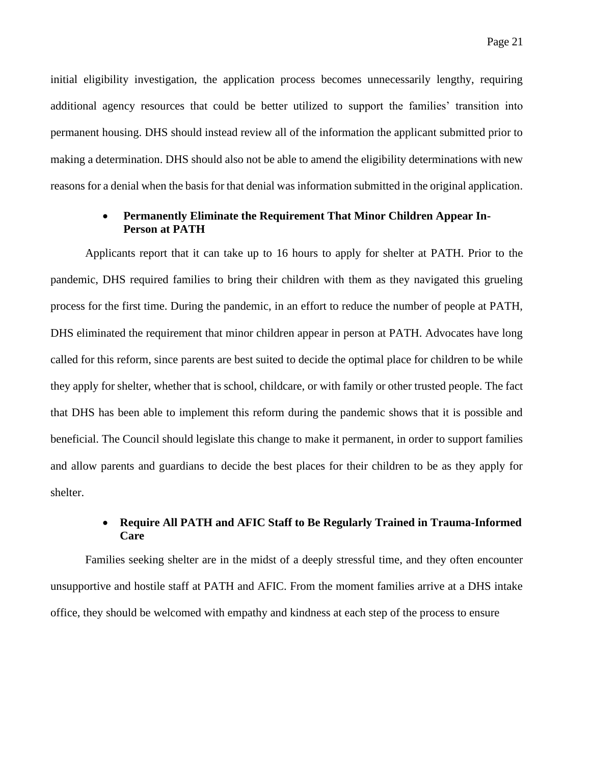initial eligibility investigation, the application process becomes unnecessarily lengthy, requiring additional agency resources that could be better utilized to support the families' transition into permanent housing. DHS should instead review all of the information the applicant submitted prior to making a determination. DHS should also not be able to amend the eligibility determinations with new reasons for a denial when the basis for that denial was information submitted in the original application.

- **Permanently Eliminate the Requirement That Minor Children Appear In-Person at PATH**

Applicants report that it can take up to 16 hours to apply for shelter at PATH. Prior to the pandemic, DHS required families to bring their children with them as they navigated this grueling process for the first time. During the pandemic, in an effort to reduce the number of people at PATH, DHS eliminated the requirement that minor children appear in person at PATH. Advocates have long called for this reform, since parents are best suited to decide the optimal place for children to be while they apply for shelter, whether that is school, childcare, or with family or other trusted people. The fact that DHS has been able to implement this reform during the pandemic shows that it is possible and beneficial. The Council should legislate this change to make it permanent, in order to support families and allow parents and guardians to decide the best places for their children to be as they apply for shelter.

- **Require All PATH and AFIC Staff to Be Regularly Trained in Trauma-Informed Care**

Families seeking shelter are in the midst of a deeply stressful time, and they often encounter unsupportive and hostile staff at PATH and AFIC. From the moment families arrive at a DHS intake office, they should be welcomed with empathy and kindness at each step of the process to ensure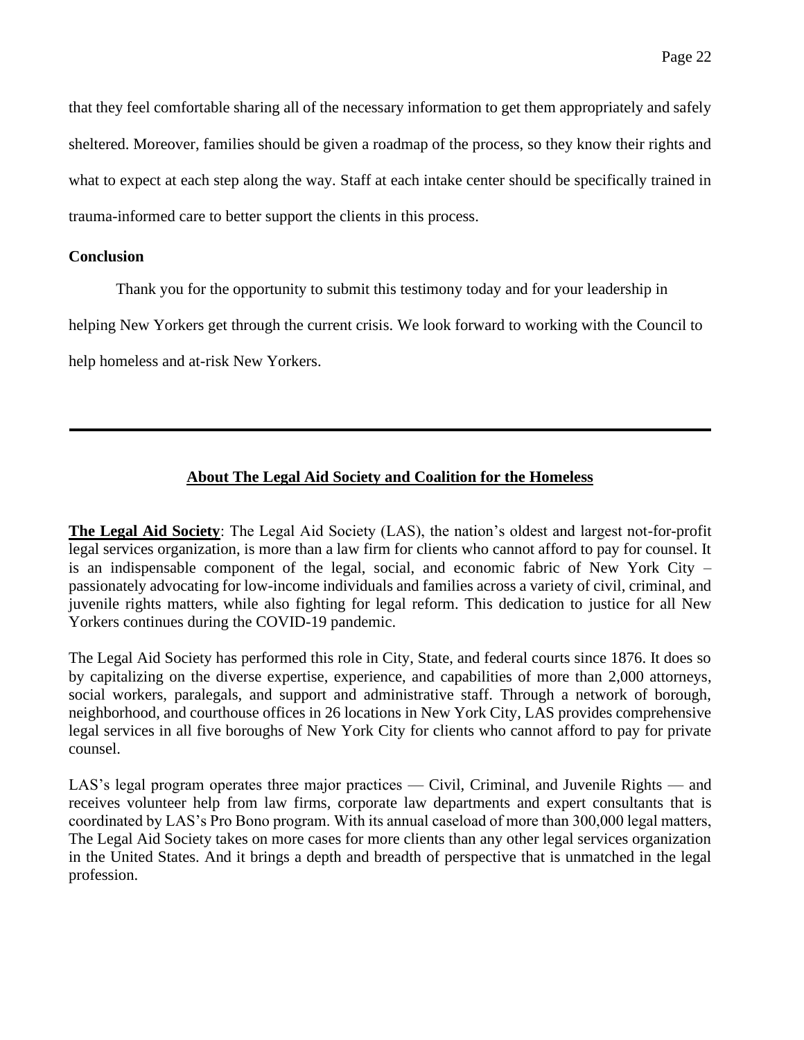that they feel comfortable sharing all of the necessary information to get them appropriately and safely sheltered. Moreover, families should be given a roadmap of the process, so they know their rights and what to expect at each step along the way. Staff at each intake center should be specifically trained in trauma-informed care to better support the clients in this process.

**Conclusion**

Thank you for the opportunity to submit this testimony today and for your leadership in helping New Yorkers get through the current crisis. We look forward to working with the Council to help homeless and at-risk New Yorkers.

---

## About The Legal Aid Society and Coalition for the Homeless

**The Legal Aid Society**: The Legal Aid Society (LAS), the nation's oldest and largest not-for-profit legal services organization, is more than a law firm for clients who cannot afford to pay for counsel. It is an indispensable component of the legal, social, and economic fabric of New York City – passionately advocating for low-income individuals and families across a variety of civil, criminal, and juvenile rights matters, while also fighting for legal reform. This dedication to justice for all New Yorkers continues during the COVID-19 pandemic.

The Legal Aid Society has performed this role in City, State, and federal courts since 1876. It does so by capitalizing on the diverse expertise, experience, and capabilities of more than 2,000 attorneys, social workers, paralegals, and support and administrative staff. Through a network of borough, neighborhood, and courthouse offices in 26 locations in New York City, LAS provides comprehensive legal services in all five boroughs of New York City for clients who cannot afford to pay for private counsel.

LAS's legal program operates three major practices — Civil, Criminal, and Juvenile Rights — and receives volunteer help from law firms, corporate law departments and expert consultants that is coordinated by LAS's Pro Bono program. With its annual caseload of more than 300,000 legal matters, The Legal Aid Society takes on more cases for more clients than any other legal services organization in the United States. And it brings a depth and breadth of perspective that is unmatched in the legal profession.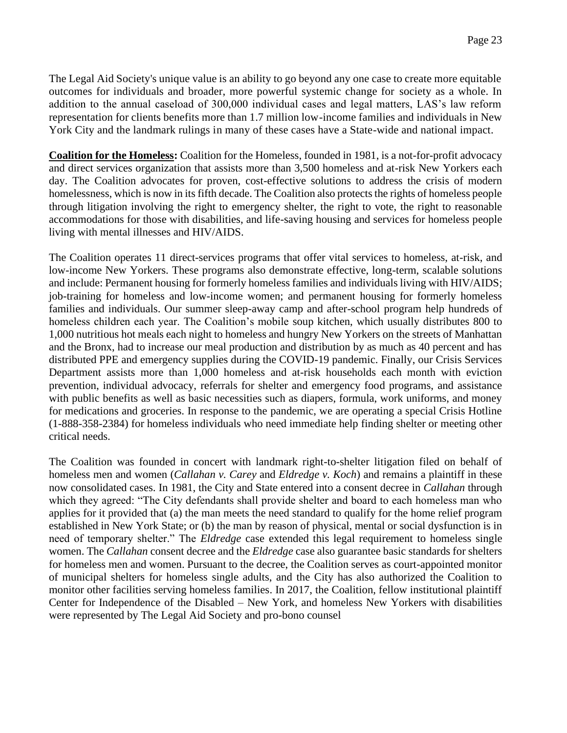The Legal Aid Society's unique value is an ability to go beyond any one case to create more equitable outcomes for individuals and broader, more powerful systemic change for society as a whole. In addition to the annual caseload of 300,000 individual cases and legal matters, LAS's law reform representation for clients benefits more than 1.7 million low-income families and individuals in New York City and the landmark rulings in many of these cases have a State-wide and national impact.

**Coalition for the Homeless:** Coalition for the Homeless, founded in 1981, is a not-for-profit advocacy and direct services organization that assists more than 3,500 homeless and at-risk New Yorkers each day. The Coalition advocates for proven, cost-effective solutions to address the crisis of modern homelessness, which is now in its fifth decade. The Coalition also protects the rights of homeless people through litigation involving the right to emergency shelter, the right to vote, the right to reasonable accommodations for those with disabilities, and life-saving housing and services for homeless people living with mental illnesses and HIV/AIDS.

The Coalition operates 11 direct-services programs that offer vital services to homeless, at-risk, and low-income New Yorkers. These programs also demonstrate effective, long-term, scalable solutions and include: Permanent housing for formerly homeless families and individuals living with HIV/AIDS; job-training for homeless and low-income women; and permanent housing for formerly homeless families and individuals. Our summer sleep-away camp and after-school program help hundreds of homeless children each year. The Coalition's mobile soup kitchen, which usually distributes 800 to 1,000 nutritious hot meals each night to homeless and hungry New Yorkers on the streets of Manhattan and the Bronx, had to increase our meal production and distribution by as much as 40 percent and has distributed PPE and emergency supplies during the COVID-19 pandemic. Finally, our Crisis Services Department assists more than 1,000 homeless and at-risk households each month with eviction prevention, individual advocacy, referrals for shelter and emergency food programs, and assistance with public benefits as well as basic necessities such as diapers, formula, work uniforms, and money for medications and groceries. In response to the pandemic, we are operating a special Crisis Hotline (1-888-358-2384) for homeless individuals who need immediate help finding shelter or meeting other critical needs.

The Coalition was founded in concert with landmark right-to-shelter litigation filed on behalf of homeless men and women (*Callahan v. Carey* and *Eldredge v. Koch*) and remains a plaintiff in these now consolidated cases. In 1981, the City and State entered into a consent decree in *Callahan* through which they agreed: "The City defendants shall provide shelter and board to each homeless man who applies for it provided that (a) the man meets the need standard to qualify for the home relief program established in New York State; or (b) the man by reason of physical, mental or social dysfunction is in need of temporary shelter." The *Eldredge* case extended this legal requirement to homeless single women. The *Callahan* consent decree and the *Eldredge* case also guarantee basic standards for shelters for homeless men and women. Pursuant to the decree, the Coalition serves as court-appointed monitor of municipal shelters for homeless single adults, and the City has also authorized the Coalition to monitor other facilities serving homeless families. In 2017, the Coalition, fellow institutional plaintiff Center for Independence of the Disabled – New York, and homeless New Yorkers with disabilities were represented by The Legal Aid Society and pro-bono counsel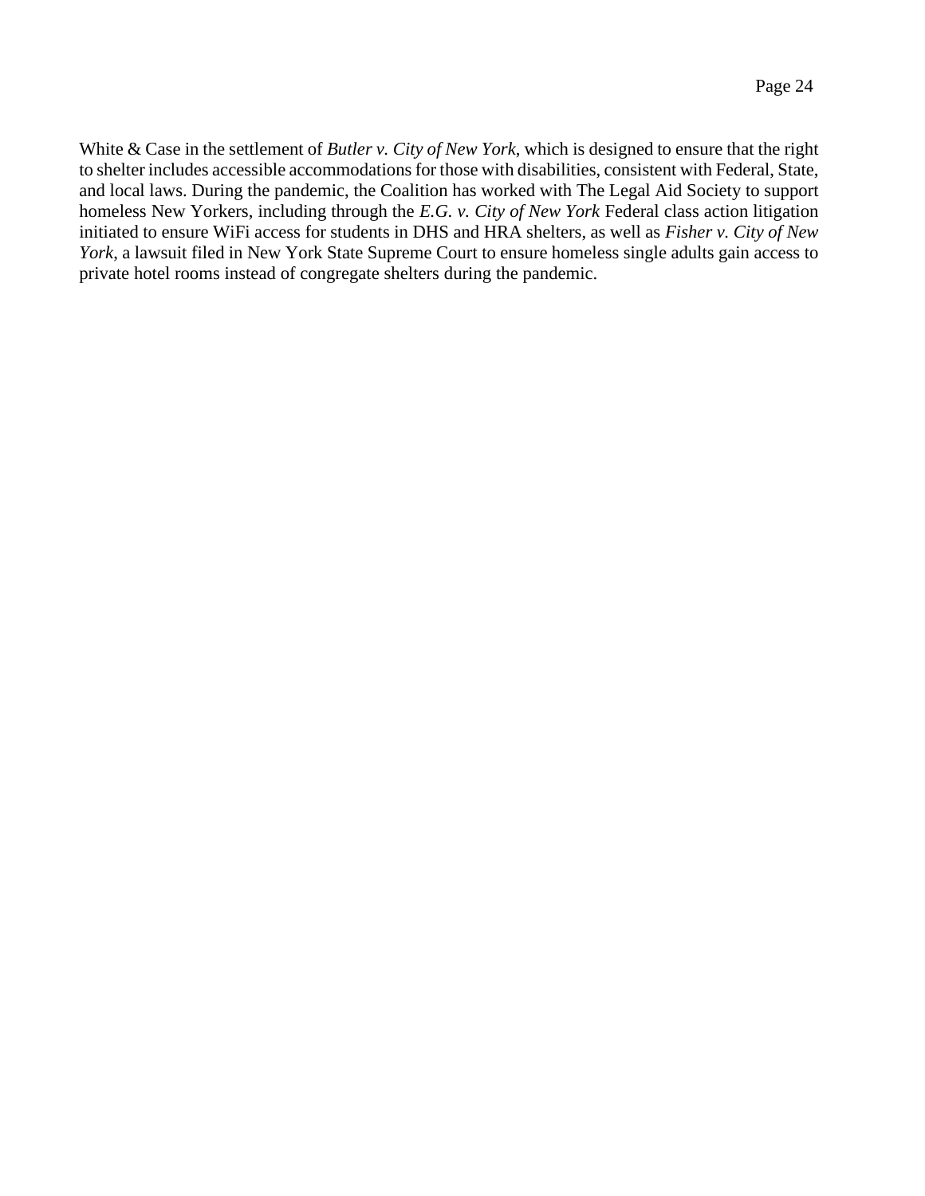White & Case in the settlement of *Butler v. City of New York*, which is designed to ensure that the right to shelter includes accessible accommodations for those with disabilities, consistent with Federal, State, and local laws. During the pandemic, the Coalition has worked with The Legal Aid Society to support homeless New Yorkers, including through the *E.G. v. City of New York* Federal class action litigation initiated to ensure WiFi access for students in DHS and HRA shelters, as well as *Fisher v. City of New York*, a lawsuit filed in New York State Supreme Court to ensure homeless single adults gain access to private hotel rooms instead of congregate shelters during the pandemic.